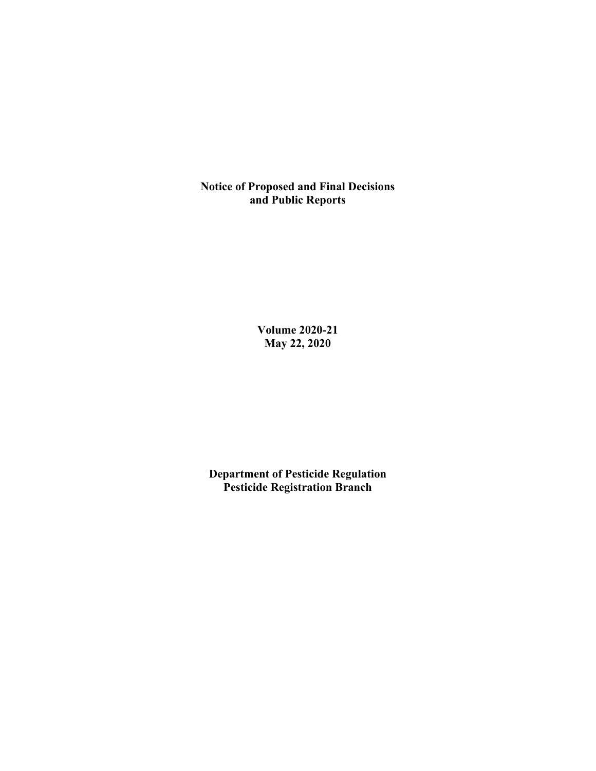# Notice of Proposed and Final Decisions and Public Reports

**Volume 2020-21**
**May 22, 2020**

**Department of Pesticide Regulation**
**Pesticide Registration Branch**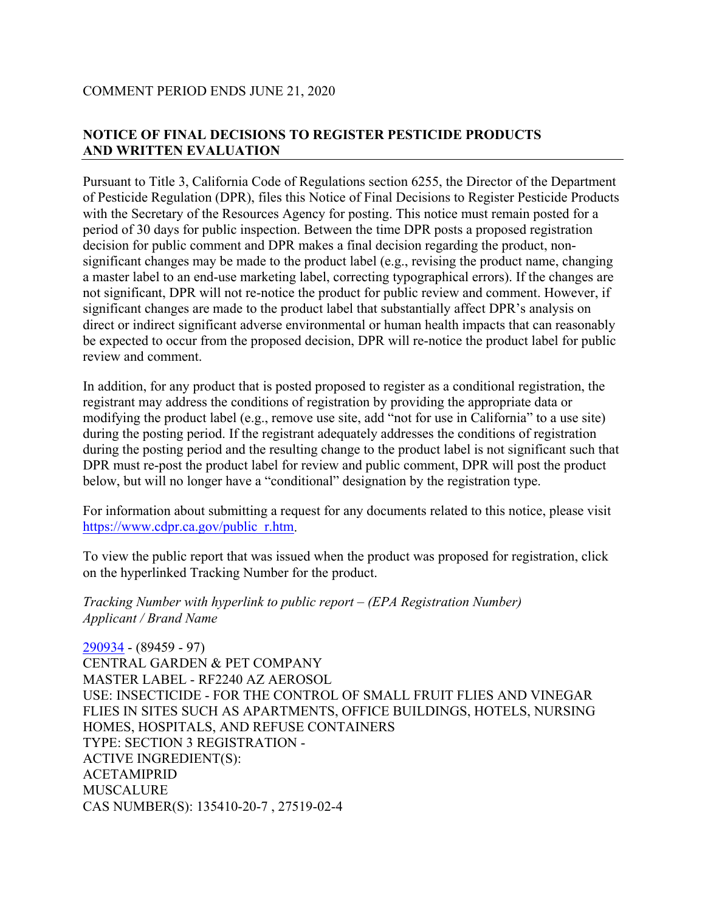COMMENT PERIOD ENDS JUNE 21, 2020

## NOTICE OF FINAL DECISIONS TO REGISTER PESTICIDE PRODUCTS AND WRITTEN EVALUATION

Pursuant to Title 3, California Code of Regulations section 6255, the Director of the Department of Pesticide Regulation (DPR), files this Notice of Final Decisions to Register Pesticide Products with the Secretary of the Resources Agency for posting. This notice must remain posted for a period of 30 days for public inspection. Between the time DPR posts a proposed registration decision for public comment and DPR makes a final decision regarding the product, non-significant changes may be made to the product label (e.g., revising the product name, changing a master label to an end-use marketing label, correcting typographical errors). If the changes are not significant, DPR will not re-notice the product for public review and comment. However, if significant changes are made to the product label that substantially affect DPR's analysis on direct or indirect significant adverse environmental or human health impacts that can reasonably be expected to occur from the proposed decision, DPR will re-notice the product label for public review and comment.

In addition, for any product that is posted proposed to register as a conditional registration, the registrant may address the conditions of registration by providing the appropriate data or modifying the product label (e.g., remove use site, add "not for use in California" to a use site) during the posting period. If the registrant adequately addresses the conditions of registration during the posting period and the resulting change to the product label is not significant such that DPR must re-post the product label for review and public comment, DPR will post the product below, but will no longer have a "conditional" designation by the registration type.

For information about submitting a request for any documents related to this notice, please visit https://www.cdpr.ca.gov/public_r.htm.

To view the public report that was issued when the product was proposed for registration, click on the hyperlinked Tracking Number for the product.

*Tracking Number with hyperlink to public report – (EPA Registration Number)*
*Applicant / Brand Name*

290934 - (89459 - 97)
CENTRAL GARDEN & PET COMPANY
MASTER LABEL - RF2240 AZ AEROSOL
USE: INSECTICIDE - FOR THE CONTROL OF SMALL FRUIT FLIES AND VINEGAR FLIES IN SITES SUCH AS APARTMENTS, OFFICE BUILDINGS, HOTELS, NURSING HOMES, HOSPITALS, AND REFUSE CONTAINERS
TYPE: SECTION 3 REGISTRATION -
ACTIVE INGREDIENT(S):
ACETAMIPRID
MUSCALURE
CAS NUMBER(S): 135410-20-7 , 27519-02-4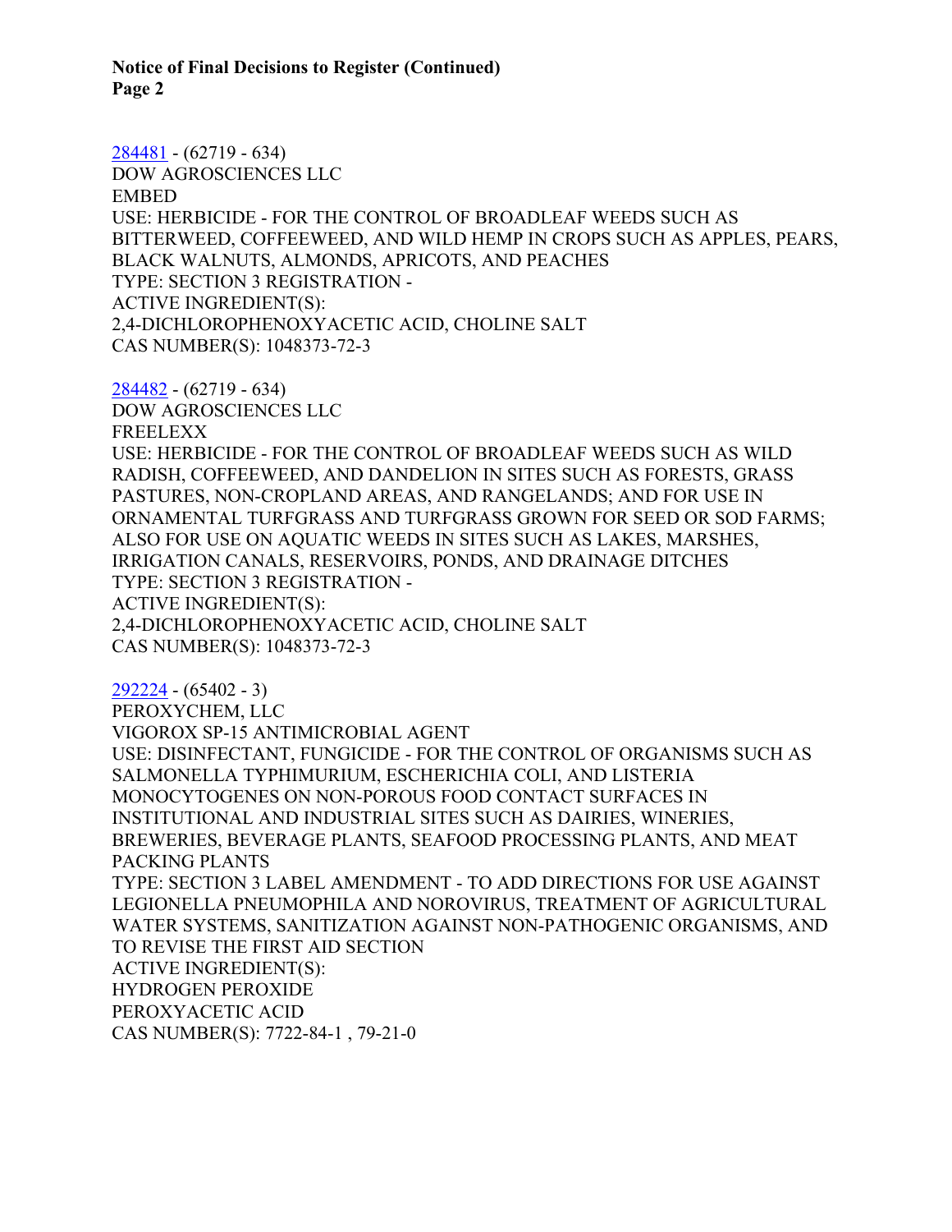284481 - (62719 - 634)
DOW AGROSCIENCES LLC
EMBED
USE: HERBICIDE - FOR THE CONTROL OF BROADLEAF WEEDS SUCH AS BITTERWEED, COFFEEWEED, AND WILD HEMP IN CROPS SUCH AS APPLES, PEARS, BLACK WALNUTS, ALMONDS, APRICOTS, AND PEACHES
TYPE: SECTION 3 REGISTRATION -
ACTIVE INGREDIENT(S):
2,4-DICHLOROPHENOXYACETIC ACID, CHOLINE SALT
CAS NUMBER(S): 1048373-72-3

284482 - (62719 - 634)
DOW AGROSCIENCES LLC
FREELEXX
USE: HERBICIDE - FOR THE CONTROL OF BROADLEAF WEEDS SUCH AS WILD RADISH, COFFEEWEED, AND DANDELION IN SITES SUCH AS FORESTS, GRASS PASTURES, NON-CROPLAND AREAS, AND RANGELANDS; AND FOR USE IN ORNAMENTAL TURFGRASS AND TURFGRASS GROWN FOR SEED OR SOD FARMS; ALSO FOR USE ON AQUATIC WEEDS IN SITES SUCH AS LAKES, MARSHES, IRRIGATION CANALS, RESERVOIRS, PONDS, AND DRAINAGE DITCHES
TYPE: SECTION 3 REGISTRATION -
ACTIVE INGREDIENT(S):
2,4-DICHLOROPHENOXYACETIC ACID, CHOLINE SALT
CAS NUMBER(S): 1048373-72-3

292224 - (65402 - 3)
PEROXYCHEM, LLC
VIGOROX SP-15 ANTIMICROBIAL AGENT
USE: DISINFECTANT, FUNGICIDE - FOR THE CONTROL OF ORGANISMS SUCH AS SALMONELLA TYPHIMURIUM, ESCHERICHIA COLI, AND LISTERIA MONOCYTOGENES ON NON-POROUS FOOD CONTACT SURFACES IN INSTITUTIONAL AND INDUSTRIAL SITES SUCH AS DAIRIES, WINERIES, BREWERIES, BEVERAGE PLANTS, SEAFOOD PROCESSING PLANTS, AND MEAT PACKING PLANTS
TYPE: SECTION 3 LABEL AMENDMENT - TO ADD DIRECTIONS FOR USE AGAINST LEGIONELLA PNEUMOPHILA AND NOROVIRUS, TREATMENT OF AGRICULTURAL WATER SYSTEMS, SANITIZATION AGAINST NON-PATHOGENIC ORGANISMS, AND TO REVISE THE FIRST AID SECTION
ACTIVE INGREDIENT(S):
HYDROGEN PEROXIDE
PEROXYACETIC ACID
CAS NUMBER(S): 7722-84-1 , 79-21-0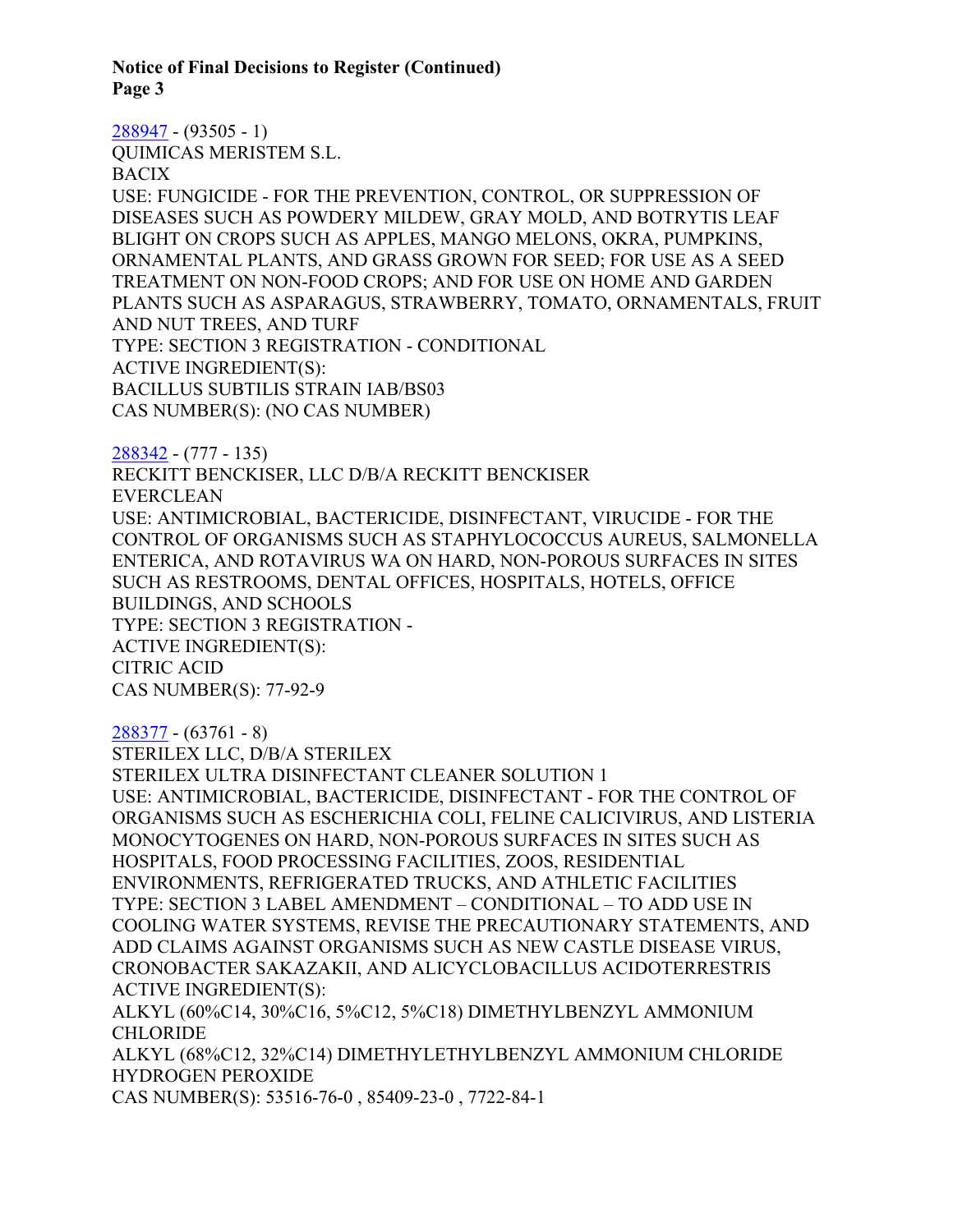[288947](#) - (93505 - 1)
QUIMICAS MERISTEM S.L.
BACIX
USE: FUNGICIDE - FOR THE PREVENTION, CONTROL, OR SUPPRESSION OF DISEASES SUCH AS POWDERY MILDEW, GRAY MOLD, AND BOTRYTIS LEAF BLIGHT ON CROPS SUCH AS APPLES, MANGO MELONS, OKRA, PUMPKINS, ORNAMENTAL PLANTS, AND GRASS GROWN FOR SEED; FOR USE AS A SEED TREATMENT ON NON-FOOD CROPS; AND FOR USE ON HOME AND GARDEN PLANTS SUCH AS ASPARAGUS, STRAWBERRY, TOMATO, ORNAMENTALS, FRUIT AND NUT TREES, AND TURF
TYPE: SECTION 3 REGISTRATION - CONDITIONAL
ACTIVE INGREDIENT(S):
BACILLUS SUBTILIS STRAIN IAB/BS03
CAS NUMBER(S): (NO CAS NUMBER)

[288342](#) - (777 - 135)
RECKITT BENCKISER, LLC D/B/A RECKITT BENCKISER
EVERCLEAN
USE: ANTIMICROBIAL, BACTERICIDE, DISINFECTANT, VIRUCIDE - FOR THE CONTROL OF ORGANISMS SUCH AS STAPHYLOCOCCUS AUREUS, SALMONELLA ENTERICA, AND ROTAVIRUS WA ON HARD, NON-POROUS SURFACES IN SITES SUCH AS RESTROOMS, DENTAL OFFICES, HOSPITALS, HOTELS, OFFICE BUILDINGS, AND SCHOOLS
TYPE: SECTION 3 REGISTRATION -
ACTIVE INGREDIENT(S):
CITRIC ACID
CAS NUMBER(S): 77-92-9

[288377](#) - (63761 - 8)
STERILEX LLC, D/B/A STERILEX
STERILEX ULTRA DISINFECTANT CLEANER SOLUTION 1
USE: ANTIMICROBIAL, BACTERICIDE, DISINFECTANT - FOR THE CONTROL OF ORGANISMS SUCH AS ESCHERICHIA COLI, FELINE CALICIVIRUS, AND LISTERIA MONOCYTOGENES ON HARD, NON-POROUS SURFACES IN SITES SUCH AS HOSPITALS, FOOD PROCESSING FACILITIES, ZOOS, RESIDENTIAL ENVIRONMENTS, REFRIGERATED TRUCKS, AND ATHLETIC FACILITIES
TYPE: SECTION 3 LABEL AMENDMENT – CONDITIONAL – TO ADD USE IN COOLING WATER SYSTEMS, REVISE THE PRECAUTIONARY STATEMENTS, AND ADD CLAIMS AGAINST ORGANISMS SUCH AS NEW CASTLE DISEASE VIRUS, CRONOBACTER SAKAZAKII, AND ALICYCLOBACILLUS ACIDOTERRESTRIS
ACTIVE INGREDIENT(S):
ALKYL (60%C14, 30%C16, 5%C12, 5%C18) DIMETHYLBENZYL AMMONIUM CHLORIDE
ALKYL (68%C12, 32%C14) DIMETHYLETHYLBENZYL AMMONIUM CHLORIDE
HYDROGEN PEROXIDE
CAS NUMBER(S): 53516-76-0 , 85409-23-0 , 7722-84-1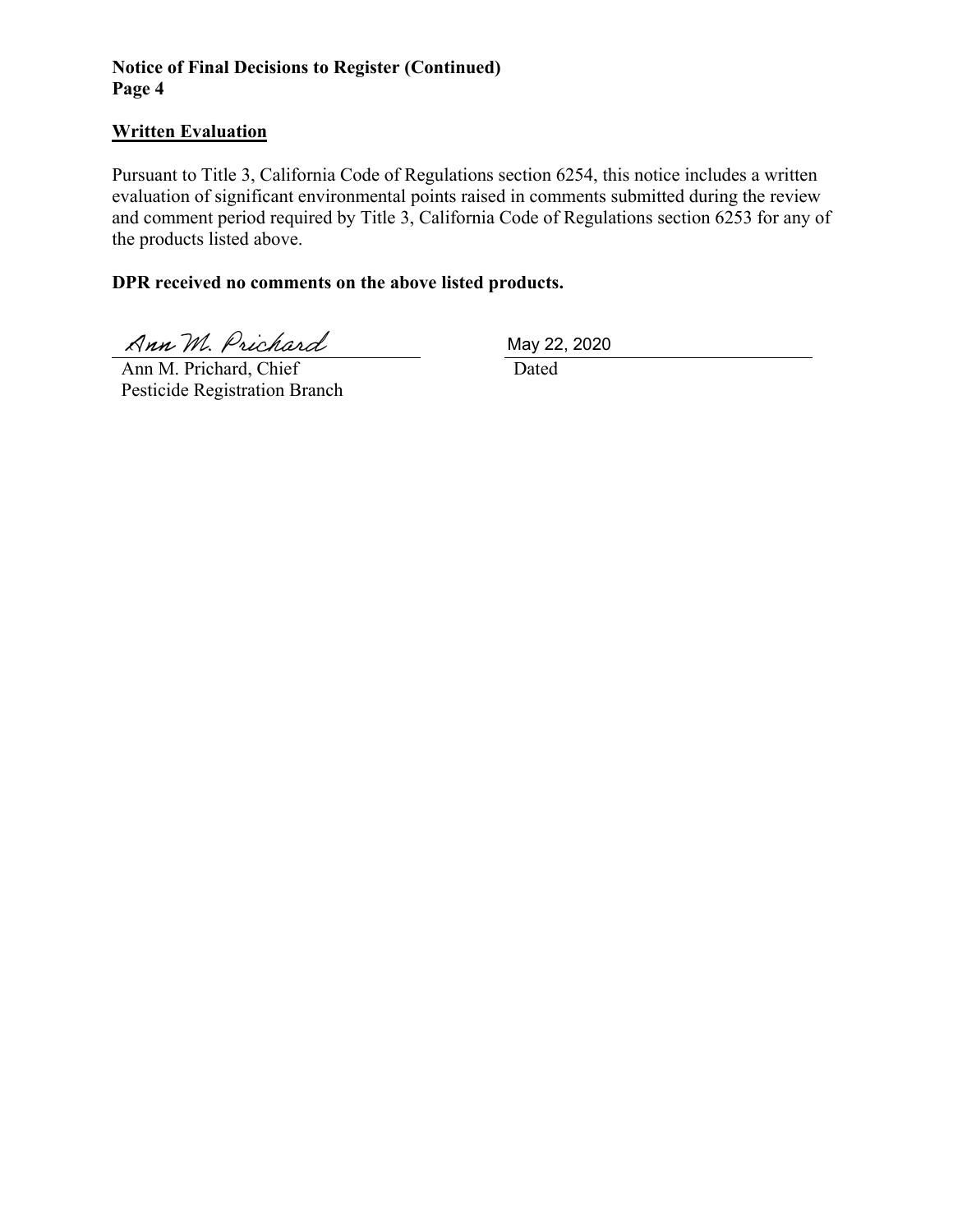**Notice of Final Decisions to Register (Continued)**
**Page 4**

**Written Evaluation**

Pursuant to Title 3, California Code of Regulations section 6254, this notice includes a written evaluation of significant environmental points raised in comments submitted during the review and comment period required by Title 3, California Code of Regulations section 6253 for any of the products listed above.

**DPR received no comments on the above listed products.**

Ann M. Prichard
Ann M. Prichard, Chief
Pesticide Registration Branch

May 22, 2020
Dated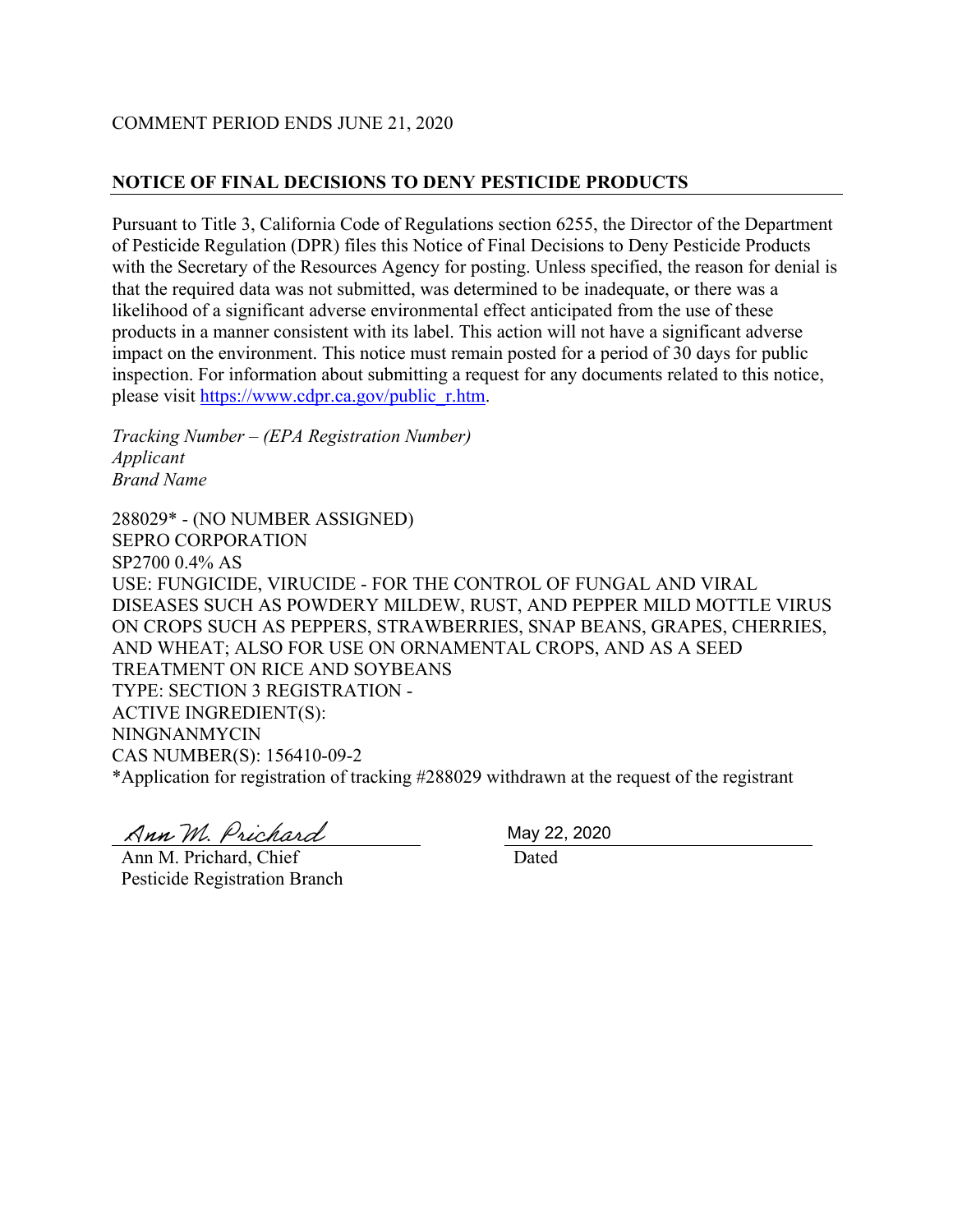COMMENT PERIOD ENDS JUNE 21, 2020

## NOTICE OF FINAL DECISIONS TO DENY PESTICIDE PRODUCTS

Pursuant to Title 3, California Code of Regulations section 6255, the Director of the Department of Pesticide Regulation (DPR) files this Notice of Final Decisions to Deny Pesticide Products with the Secretary of the Resources Agency for posting. Unless specified, the reason for denial is that the required data was not submitted, was determined to be inadequate, or there was a likelihood of a significant adverse environmental effect anticipated from the use of these products in a manner consistent with its label. This action will not have a significant adverse impact on the environment. This notice must remain posted for a period of 30 days for public inspection. For information about submitting a request for any documents related to this notice, please visit https://www.cdpr.ca.gov/public_r.htm.

*Tracking Number – (EPA Registration Number)*
*Applicant*
*Brand Name*

288029* - (NO NUMBER ASSIGNED)
SEPRO CORPORATION
SP2700 0.4% AS
USE: FUNGICIDE, VIRUCIDE - FOR THE CONTROL OF FUNGAL AND VIRAL DISEASES SUCH AS POWDERY MILDEW, RUST, AND PEPPER MILD MOTTLE VIRUS ON CROPS SUCH AS PEPPERS, STRAWBERRIES, SNAP BEANS, GRAPES, CHERRIES, AND WHEAT; ALSO FOR USE ON ORNAMENTAL CROPS, AND AS A SEED TREATMENT ON RICE AND SOYBEANS
TYPE: SECTION 3 REGISTRATION -
ACTIVE INGREDIENT(S):
NINGNANMYCIN
CAS NUMBER(S): 156410-09-2
*Application for registration of tracking #288029 withdrawn at the request of the registrant

Ann M. Prichard
Ann M. Prichard, Chief
Pesticide Registration Branch

May 22, 2020
Dated